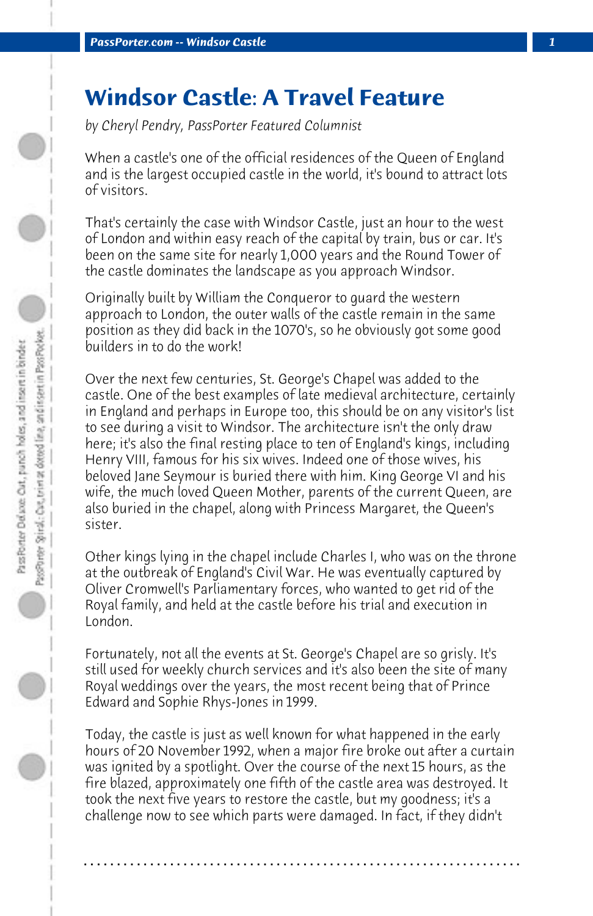# Windsor Castle: A Travel Feature

*by Cheryl Pendry, PassPorter Featured Columnist*

When a castle's one of the official residences of the Queen of England and is the largest occupied castle in the world, it's bound to attract lots of visitors.

That's certainly the case with Windsor Castle, just an hour to the west of London and within easy reach of the capital by train, bus or car. It's been on the same site for nearly 1,000 years and the Round Tower of the castle dominates the landscape as you approach Windsor.

Originally built by William the Conqueror to guard the western approach to London, the outer walls of the castle remain in the same position as they did back in the 1070's, so he obviously got some good builders in to do the work!

Over the next few centuries, St. George's Chapel was added to the castle. One of the best examples of late medieval architecture, certainly in England and perhaps in Europe too, this should be on any visitor's list to see during a visit to Windsor. The architecture isn't the only draw here; it's also the final resting place to ten of England's kings, including Henry VIII, famous for his six wives. Indeed one of those wives, his beloved Jane Seymour is buried there with him. King George VI and his wife, the much loved Queen Mother, parents of the current Queen, are also buried in the chapel, along with Princess Margaret, the Queen's sister.

Other kings lying in the chapel include Charles I, who was on the throne at the outbreak of England's Civil War. He was eventually captured by Oliver Cromwell's Parliamentary forces, who wanted to get rid of the Royal family, and held at the castle before his trial and execution in London.

Fortunately, not all the events at St. George's Chapel are so grisly. It's still used for weekly church services and it's also been the site of many Royal weddings over the years, the most recent being that of Prince Edward and Sophie Rhys-Jones in 1999.

Today, the castle is just as well known for what happened in the early hours of 20 November 1992, when a major fire broke out after a curtain was ignited by a spotlight. Over the course of the next 15 hours, as the fire blazed, approximately one fifth of the castle area was destroyed. It took the next five years to restore the castle, but my goodness; it's a challenge now to see which parts were damaged. In fact, if they didn't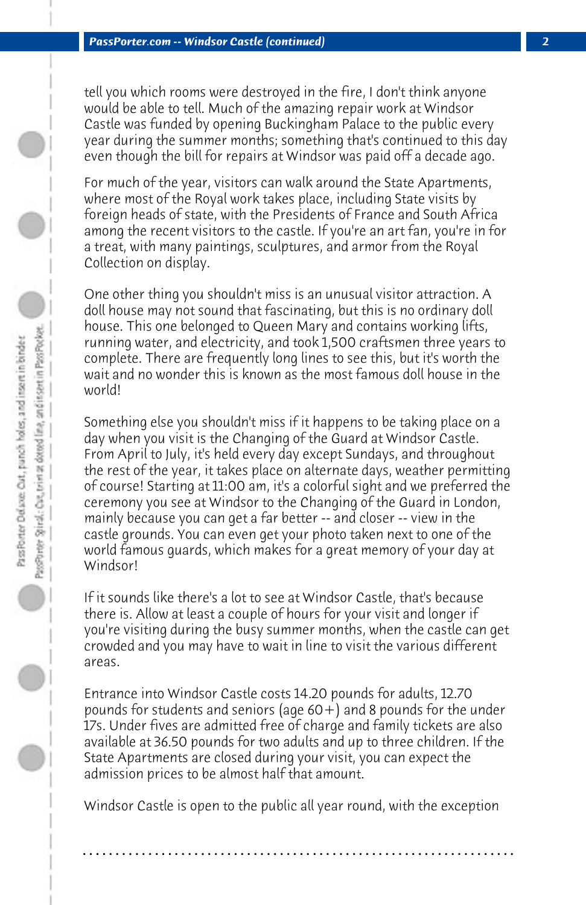tell you which rooms were destroyed in the fire, I don't think anyone would be able to tell. Much of the amazing repair work at Windsor Castle was funded by opening Buckingham Palace to the public every year during the summer months; something that's continued to this day even though the bill for repairs at Windsor was paid off a decade ago.

For much of the year, visitors can walk around the State Apartments, where most of the Royal work takes place, including State visits by foreign heads of state, with the Presidents of France and South Africa among the recent visitors to the castle. If you're an art fan, you're in for a treat, with many paintings, sculptures, and armor from the Royal Collection on display.

One other thing you shouldn't miss is an unusual visitor attraction. A doll house may not sound that fascinating, but this is no ordinary doll house. This one belonged to Queen Mary and contains working lifts, running water, and electricity, and took 1,500 craftsmen three years to complete. There are frequently long lines to see this, but it's worth the wait and no wonder this is known as the most famous doll house in the world!

Something else you shouldn't miss if it happens to be taking place on a day when you visit is the Changing of the Guard at Windsor Castle. From April to July, it's held every day except Sundays, and throughout the rest of the year, it takes place on alternate days, weather permitting of course! Starting at 11:00 am, it's a colorful sight and we preferred the ceremony you see at Windsor to the Changing of the Guard in London, mainly because you can get a far better -- and closer -- view in the castle grounds. You can even get your photo taken next to one of the world famous guards, which makes for a great memory of your day at Windsor!

If it sounds like there's a lot to see at Windsor Castle, that's because there is. Allow at least a couple of hours for your visit and longer if you're visiting during the busy summer months, when the castle can get crowded and you may have to wait in line to visit the various different areas.

Entrance into Windsor Castle costs 14.20 pounds for adults, 12.70 pounds for students and seniors (age 60+) and 8 pounds for the under 17s. Under fives are admitted free of charge and family tickets are also available at 36.50 pounds for two adults and up to three children. If the State Apartments are closed during your visit, you can expect the admission prices to be almost half that amount.

Windsor Castle is open to the public all year round, with the exception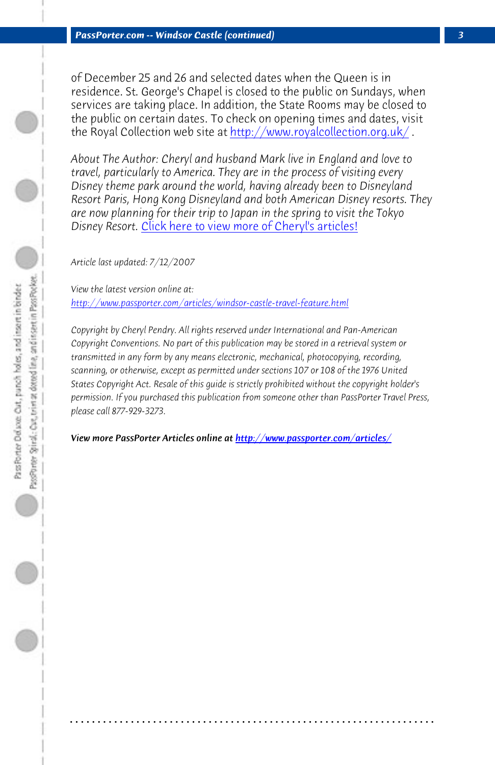of December 25 and 26 and selected dates when the Queen is in residence. St. George's Chapel is closed to the public on Sundays, when services are taking place. In addition, the State Rooms may be closed to the public on certain dates. To check on opening times and dates, visit the Royal Collection web site at http://www.royalcollection.org.uk/ .

*About The Author: Cheryl and husband Mark live in England and love to travel, particularly to America. They are in the process of visiting every Disney theme park around the world, having already been to Disneyland Resort Paris, Hong Kong Disneyland and both American Disney resorts. They are now planning for their trip to Japan in the spring to visit the Tokyo Disney Resort.* Click here to view more of Cheryl's articles!

*Article last updated: 7/12/2007*

*View the latest version online at:*
*http://www.passporter.com/articles/windsor-castle-travel-feature.html*

*Copyright by Cheryl Pendry. All rights reserved under International and Pan-American Copyright Conventions. No part of this publication may be stored in a retrieval system or transmitted in any form by any means electronic, mechanical, photocopying, recording, scanning, or otherwise, except as permitted under sections 107 or 108 of the 1976 United States Copyright Act. Resale of this guide is strictly prohibited without the copyright holder's permission. If you purchased this publication from someone other than PassPorter Travel Press, please call 877-929-3273.*

***View more PassPorter Articles online at http://www.passporter.com/articles/***